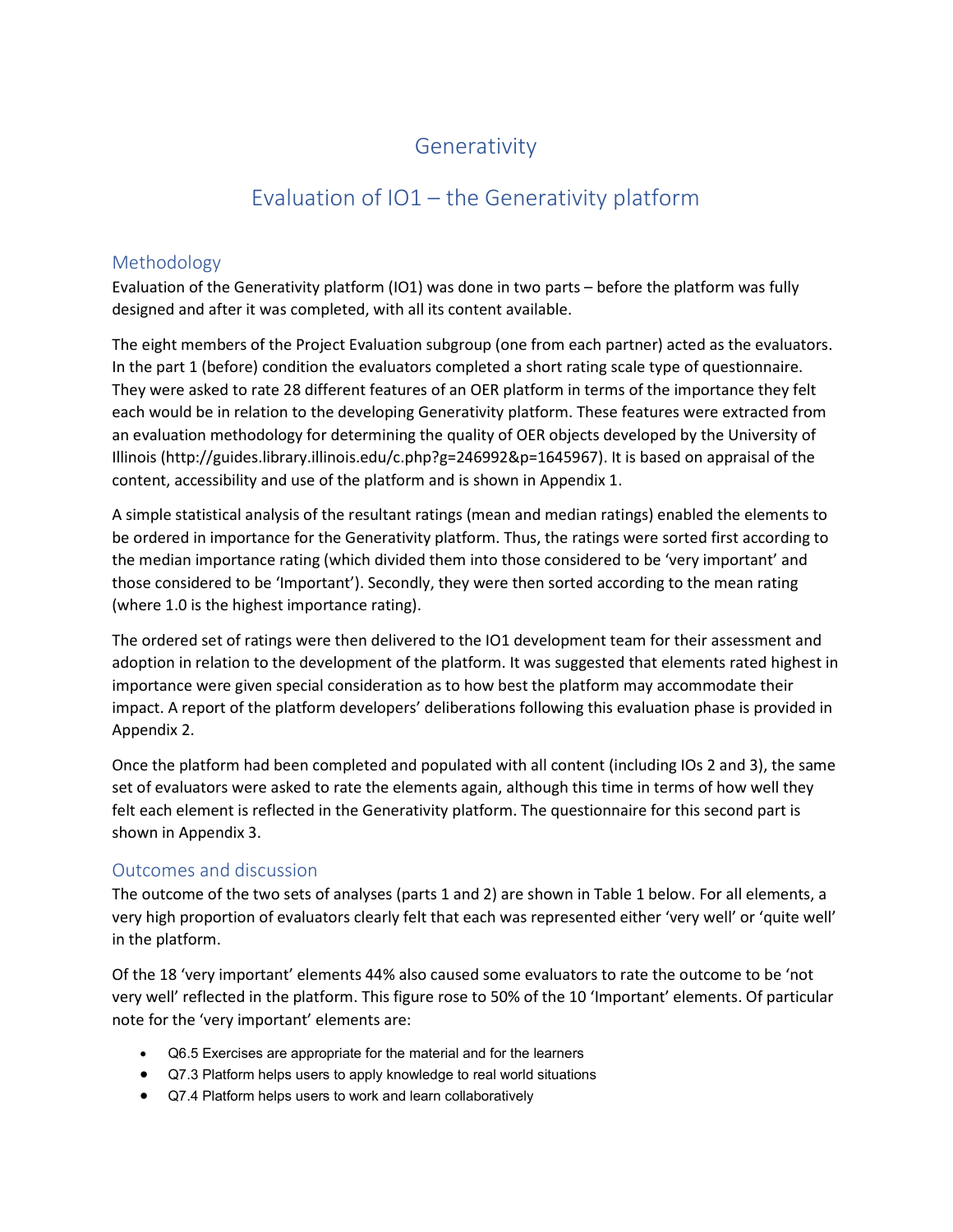# Generativity

## Evaluation of IO1 – the Generativity platform

### Methodology

Evaluation of the Generativity platform (IO1) was done in two parts – before the platform was fully designed and after it was completed, with all its content available.

The eight members of the Project Evaluation subgroup (one from each partner) acted as the evaluators. In the part 1 (before) condition the evaluators completed a short rating scale type of questionnaire. They were asked to rate 28 different features of an OER platform in terms of the importance they felt each would be in relation to the developing Generativity platform. These features were extracted from an evaluation methodology for determining the quality of OER objects developed by the University of Illinois (http://guides.library.illinois.edu/c.php?g=246992&p=1645967). It is based on appraisal of the content, accessibility and use of the platform and is shown in Appendix 1.

A simple statistical analysis of the resultant ratings (mean and median ratings) enabled the elements to be ordered in importance for the Generativity platform. Thus, the ratings were sorted first according to the median importance rating (which divided them into those considered to be 'very important' and those considered to be 'Important'). Secondly, they were then sorted according to the mean rating (where 1.0 is the highest importance rating).

The ordered set of ratings were then delivered to the IO1 development team for their assessment and adoption in relation to the development of the platform. It was suggested that elements rated highest in importance were given special consideration as to how best the platform may accommodate their impact. A report of the platform developers' deliberations following this evaluation phase is provided in Appendix 2.

Once the platform had been completed and populated with all content (including IOs 2 and 3), the same set of evaluators were asked to rate the elements again, although this time in terms of how well they felt each element is reflected in the Generativity platform. The questionnaire for this second part is shown in Appendix 3.

### Outcomes and discussion

The outcome of the two sets of analyses (parts 1 and 2) are shown in Table 1 below. For all elements, a very high proportion of evaluators clearly felt that each was represented either 'very well' or 'quite well' in the platform.

Of the 18 'very important' elements 44% also caused some evaluators to rate the outcome to be 'not very well' reflected in the platform. This figure rose to 50% of the 10 'Important' elements. Of particular note for the 'very important' elements are:

- Q6.5 Exercises are appropriate for the material and for the learners
- Q7.3 Platform helps users to apply knowledge to real world situations
- Q7.4 Platform helps users to work and learn collaboratively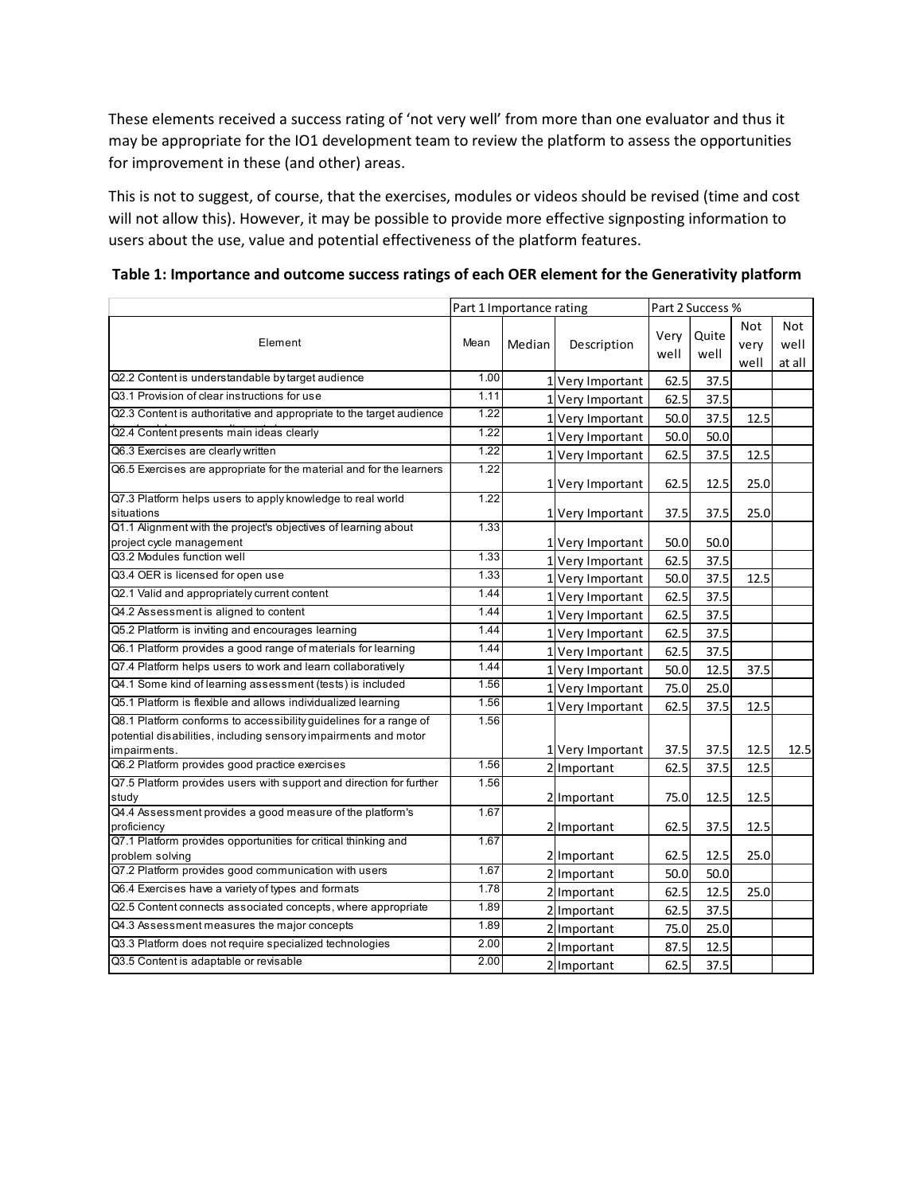These elements received a success rating of 'not very well' from more than one evaluator and thus it may be appropriate for the IO1 development team to review the platform to assess the opportunities for improvement in these (and other) areas.

This is not to suggest, of course, that the exercises, modules or videos should be revised (time and cost will not allow this). However, it may be possible to provide more effective signposting information to users about the use, value and potential effectiveness of the platform features.

**Table 1: Importance and outcome success ratings of each OER element for the Generativity platform**

| | Part 1 Importance rating | | | Part 2 Success % | | | |
|---|---|---|---|---|---|---|---|
| Element | Mean | Median | Description | Very well | Quite well | Not very well | Not well at all |
| Q2.2 Content is understandable by target audience | 1.00 | 1 | Very Important | 62.5 | 37.5 | | |
| Q3.1 Provision of clear instructions for use | 1.11 | 1 | Very Important | 62.5 | 37.5 | | |
| Q2.3 Content is authoritative and appropriate to the target audience | 1.22 | 1 | Very Important | 50.0 | 37.5 | 12.5 | |
| Q2.4 Content presents main ideas clearly | 1.22 | 1 | Very Important | 50.0 | 50.0 | | |
| Q6.3 Exercises are clearly written | 1.22 | 1 | Very Important | 62.5 | 37.5 | 12.5 | |
| Q6.5 Exercises are appropriate for the material and for the learners | 1.22 | 1 | Very Important | 62.5 | 12.5 | 25.0 | |
| Q7.3 Platform helps users to apply knowledge to real world situations | 1.22 | 1 | Very Important | 37.5 | 37.5 | 25.0 | |
| Q1.1 Alignment with the project's objectives of learning about project cycle management | 1.33 | 1 | Very Important | 50.0 | 50.0 | | |
| Q3.2 Modules function well | 1.33 | 1 | Very Important | 62.5 | 37.5 | | |
| Q3.4 OER is licensed for open use | 1.33 | 1 | Very Important | 50.0 | 37.5 | 12.5 | |
| Q2.1 Valid and appropriately current content | 1.44 | 1 | Very Important | 62.5 | 37.5 | | |
| Q4.2 Assessment is aligned to content | 1.44 | 1 | Very Important | 62.5 | 37.5 | | |
| Q5.2 Platform is inviting and encourages learning | 1.44 | 1 | Very Important | 62.5 | 37.5 | | |
| Q6.1 Platform provides a good range of materials for learning | 1.44 | 1 | Very Important | 62.5 | 37.5 | | |
| Q7.4 Platform helps users to work and learn collaboratively | 1.44 | 1 | Very Important | 50.0 | 12.5 | 37.5 | |
| Q4.1 Some kind of learning assessment (tests) is included | 1.56 | 1 | Very Important | 75.0 | 25.0 | | |
| Q5.1 Platform is flexible and allows individualized learning | 1.56 | 1 | Very Important | 62.5 | 37.5 | 12.5 | |
| Q8.1 Platform conforms to accessibility guidelines for a range of potential disabilities, including sensory impairments and motor impairments. | 1.56 | 1 | Very Important | 37.5 | 37.5 | 12.5 | 12.5 |
| Q6.2 Platform provides good practice exercises | 1.56 | 2 | Important | 62.5 | 37.5 | 12.5 | |
| Q7.5 Platform provides users with support and direction for further study | 1.56 | 2 | Important | 75.0 | 12.5 | 12.5 | |
| Q4.4 Assessment provides a good measure of the platform's proficiency | 1.67 | 2 | Important | 62.5 | 37.5 | 12.5 | |
| Q7.1 Platform provides opportunities for critical thinking and problem solving | 1.67 | 2 | Important | 62.5 | 12.5 | 25.0 | |
| Q7.2 Platform provides good communication with users | 1.67 | 2 | Important | 50.0 | 50.0 | | |
| Q6.4 Exercises have a variety of types and formats | 1.78 | 2 | Important | 62.5 | 12.5 | 25.0 | |
| Q2.5 Content connects associated concepts, where appropriate | 1.89 | 2 | Important | 62.5 | 37.5 | | |
| Q4.3 Assessment measures the major concepts | 1.89 | 2 | Important | 75.0 | 25.0 | | |
| Q3.3 Platform does not require specialized technologies | 2.00 | 2 | Important | 87.5 | 12.5 | | |
| Q3.5 Content is adaptable or revisable | 2.00 | 2 | Important | 62.5 | 37.5 | | |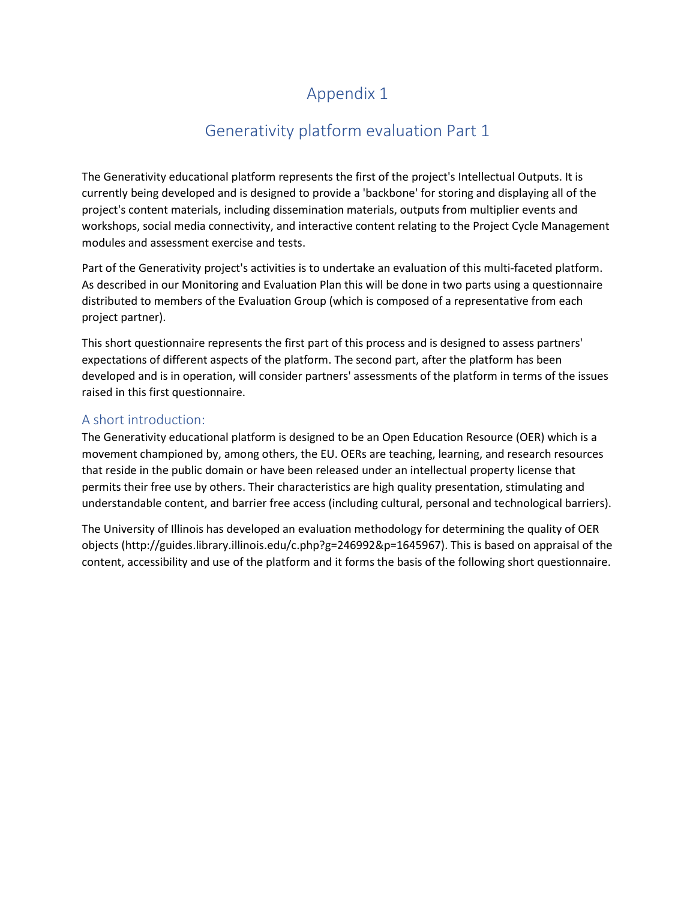# Appendix 1

# Generativity platform evaluation Part 1

The Generativity educational platform represents the first of the project's Intellectual Outputs. It is currently being developed and is designed to provide a 'backbone' for storing and displaying all of the project's content materials, including dissemination materials, outputs from multiplier events and workshops, social media connectivity, and interactive content relating to the Project Cycle Management modules and assessment exercise and tests.

Part of the Generativity project's activities is to undertake an evaluation of this multi-faceted platform. As described in our Monitoring and Evaluation Plan this will be done in two parts using a questionnaire distributed to members of the Evaluation Group (which is composed of a representative from each project partner).

This short questionnaire represents the first part of this process and is designed to assess partners' expectations of different aspects of the platform. The second part, after the platform has been developed and is in operation, will consider partners' assessments of the platform in terms of the issues raised in this first questionnaire.

## A short introduction:

The Generativity educational platform is designed to be an Open Education Resource (OER) which is a movement championed by, among others, the EU. OERs are teaching, learning, and research resources that reside in the public domain or have been released under an intellectual property license that permits their free use by others. Their characteristics are high quality presentation, stimulating and understandable content, and barrier free access (including cultural, personal and technological barriers).

The University of Illinois has developed an evaluation methodology for determining the quality of OER objects (http://guides.library.illinois.edu/c.php?g=246992&p=1645967). This is based on appraisal of the content, accessibility and use of the platform and it forms the basis of the following short questionnaire.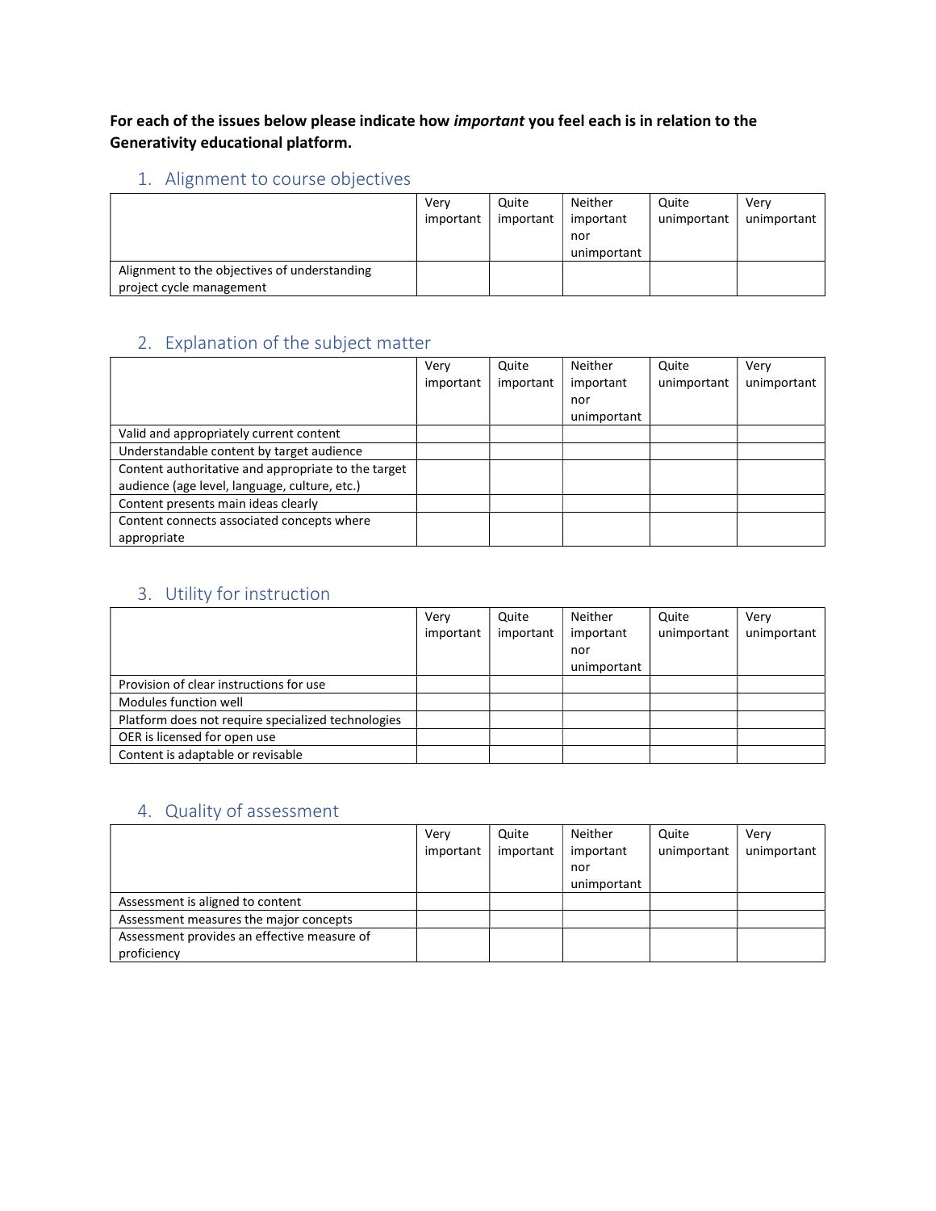**For each of the issues below please indicate how *important* you feel each is in relation to the Generativity educational platform.**

## 1. Alignment to course objectives

| | Very important | Quite important | Neither important nor unimportant | Quite unimportant | Very unimportant |
|---|---|---|---|---|---|
| Alignment to the objectives of understanding project cycle management | | | | | |

## 2. Explanation of the subject matter

| | Very important | Quite important | Neither important nor unimportant | Quite unimportant | Very unimportant |
|---|---|---|---|---|---|
| Valid and appropriately current content | | | | | |
| Understandable content by target audience | | | | | |
| Content authoritative and appropriate to the target audience (age level, language, culture, etc.) | | | | | |
| Content presents main ideas clearly | | | | | |
| Content connects associated concepts where appropriate | | | | | |

## 3. Utility for instruction

| | Very important | Quite important | Neither important nor unimportant | Quite unimportant | Very unimportant |
|---|---|---|---|---|---|
| Provision of clear instructions for use | | | | | |
| Modules function well | | | | | |
| Platform does not require specialized technologies | | | | | |
| OER is licensed for open use | | | | | |
| Content is adaptable or revisable | | | | | |

## 4. Quality of assessment

| | Very important | Quite important | Neither important nor unimportant | Quite unimportant | Very unimportant |
|---|---|---|---|---|---|
| Assessment is aligned to content | | | | | |
| Assessment measures the major concepts | | | | | |
| Assessment provides an effective measure of proficiency | | | | | |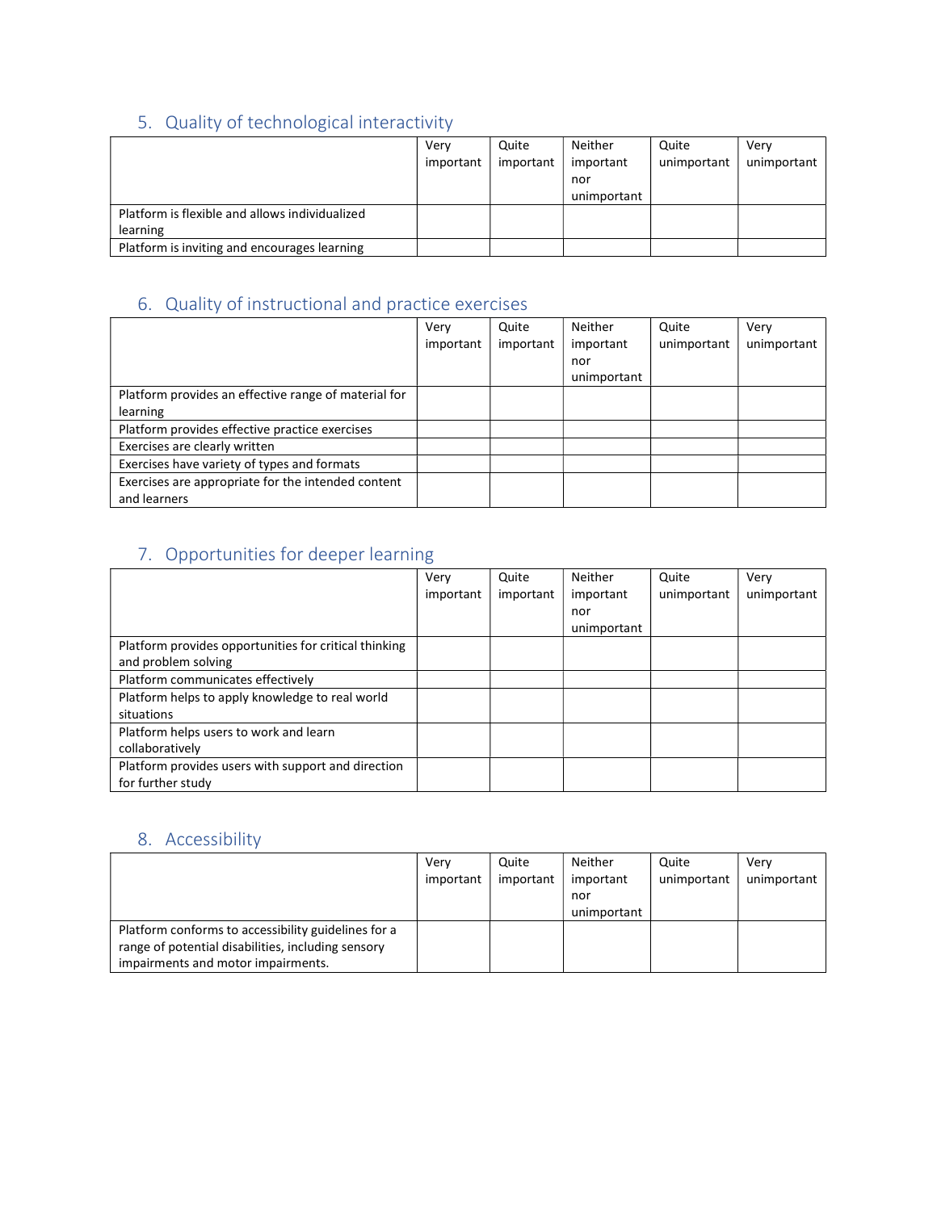## 5. Quality of technological interactivity

| | Very important | Quite important | Neither important nor unimportant | Quite unimportant | Very unimportant |
|---|---|---|---|---|---|
| Platform is flexible and allows individualized learning | | | | | |
| Platform is inviting and encourages learning | | | | | |

## 6. Quality of instructional and practice exercises

| | Very important | Quite important | Neither important nor unimportant | Quite unimportant | Very unimportant |
|---|---|---|---|---|---|
| Platform provides an effective range of material for learning | | | | | |
| Platform provides effective practice exercises | | | | | |
| Exercises are clearly written | | | | | |
| Exercises have variety of types and formats | | | | | |
| Exercises are appropriate for the intended content and learners | | | | | |

## 7. Opportunities for deeper learning

| | Very important | Quite important | Neither important nor unimportant | Quite unimportant | Very unimportant |
|---|---|---|---|---|---|
| Platform provides opportunities for critical thinking and problem solving | | | | | |
| Platform communicates effectively | | | | | |
| Platform helps to apply knowledge to real world situations | | | | | |
| Platform helps users to work and learn collaboratively | | | | | |
| Platform provides users with support and direction for further study | | | | | |

## 8. Accessibility

| | Very important | Quite important | Neither important nor unimportant | Quite unimportant | Very unimportant |
|---|---|---|---|---|---|
| Platform conforms to accessibility guidelines for a range of potential disabilities, including sensory impairments and motor impairments. | | | | | |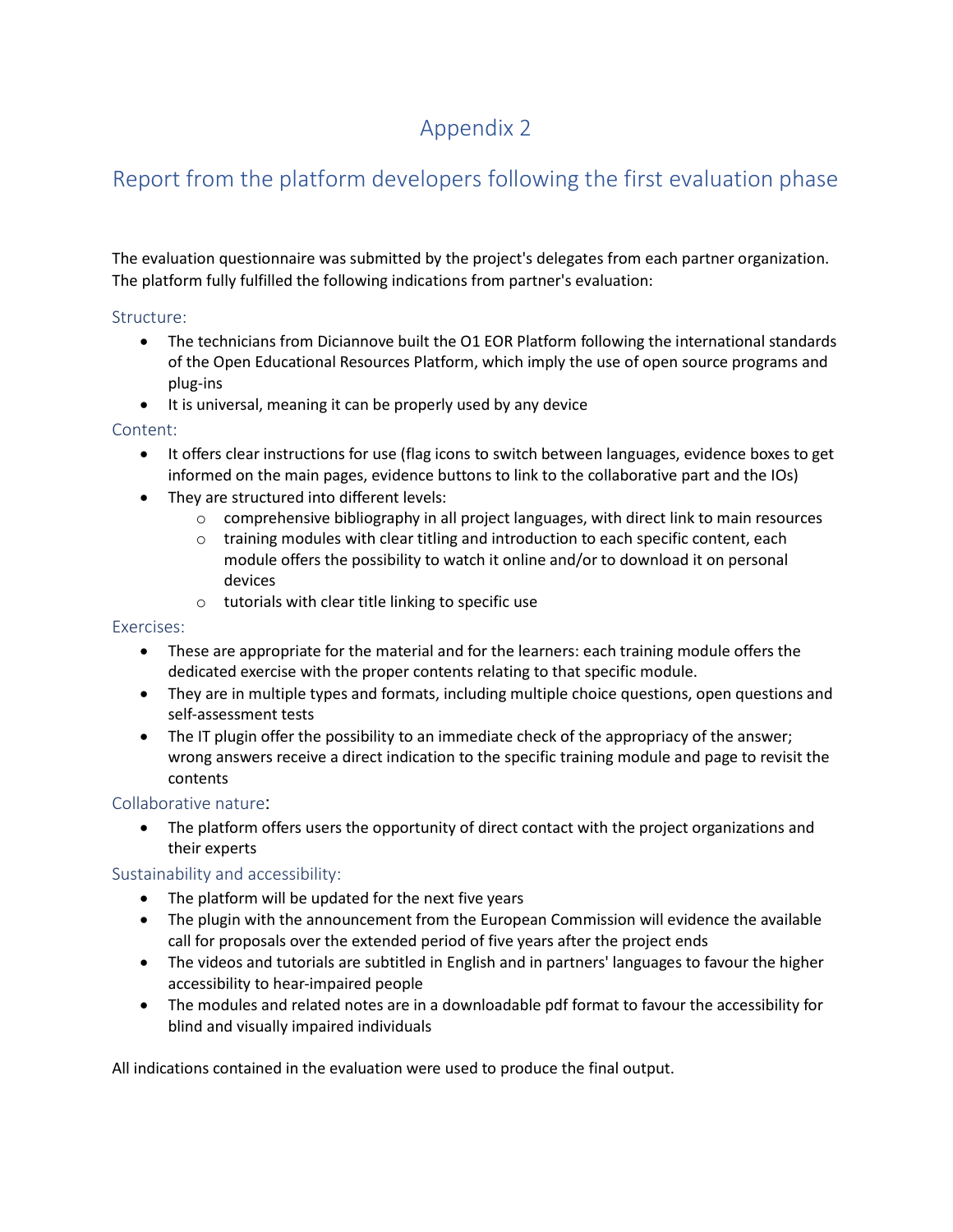# Appendix 2

## Report from the platform developers following the first evaluation phase

The evaluation questionnaire was submitted by the project's delegates from each partner organization. The platform fully fulfilled the following indications from partner's evaluation:

### Structure:

- The technicians from Diciannove built the O1 EOR Platform following the international standards of the Open Educational Resources Platform, which imply the use of open source programs and plug-ins
- It is universal, meaning it can be properly used by any device

### Content:

- It offers clear instructions for use (flag icons to switch between languages, evidence boxes to get informed on the main pages, evidence buttons to link to the collaborative part and the IOs)
- They are structured into different levels:
  - comprehensive bibliography in all project languages, with direct link to main resources
  - training modules with clear titling and introduction to each specific content, each module offers the possibility to watch it online and/or to download it on personal devices
  - tutorials with clear title linking to specific use

### Exercises:

- These are appropriate for the material and for the learners: each training module offers the dedicated exercise with the proper contents relating to that specific module.
- They are in multiple types and formats, including multiple choice questions, open questions and self-assessment tests
- The IT plugin offer the possibility to an immediate check of the appropriacy of the answer; wrong answers receive a direct indication to the specific training module and page to revisit the contents

### Collaborative nature:

- The platform offers users the opportunity of direct contact with the project organizations and their experts

### Sustainability and accessibility:

- The platform will be updated for the next five years
- The plugin with the announcement from the European Commission will evidence the available call for proposals over the extended period of five years after the project ends
- The videos and tutorials are subtitled in English and in partners' languages to favour the higher accessibility to hear-impaired people
- The modules and related notes are in a downloadable pdf format to favour the accessibility for blind and visually impaired individuals

All indications contained in the evaluation were used to produce the final output.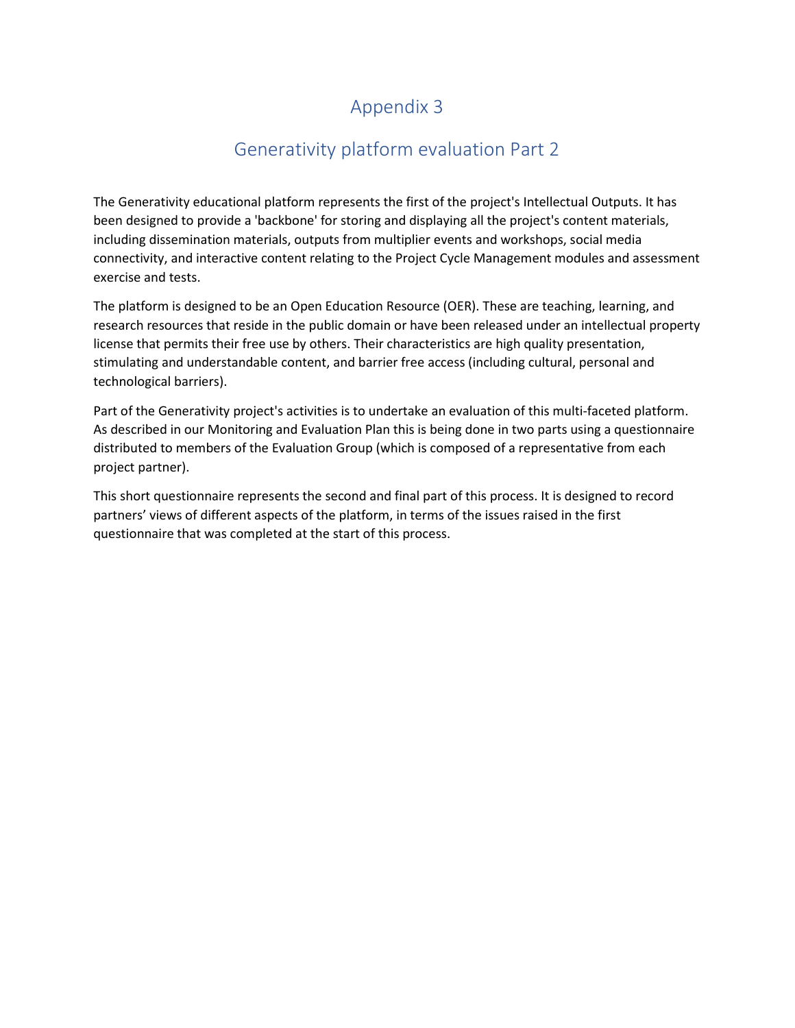# Appendix 3

## Generativity platform evaluation Part 2

The Generativity educational platform represents the first of the project's Intellectual Outputs. It has been designed to provide a 'backbone' for storing and displaying all the project's content materials, including dissemination materials, outputs from multiplier events and workshops, social media connectivity, and interactive content relating to the Project Cycle Management modules and assessment exercise and tests.

The platform is designed to be an Open Education Resource (OER). These are teaching, learning, and research resources that reside in the public domain or have been released under an intellectual property license that permits their free use by others. Their characteristics are high quality presentation, stimulating and understandable content, and barrier free access (including cultural, personal and technological barriers).

Part of the Generativity project's activities is to undertake an evaluation of this multi-faceted platform. As described in our Monitoring and Evaluation Plan this is being done in two parts using a questionnaire distributed to members of the Evaluation Group (which is composed of a representative from each project partner).

This short questionnaire represents the second and final part of this process. It is designed to record partners' views of different aspects of the platform, in terms of the issues raised in the first questionnaire that was completed at the start of this process.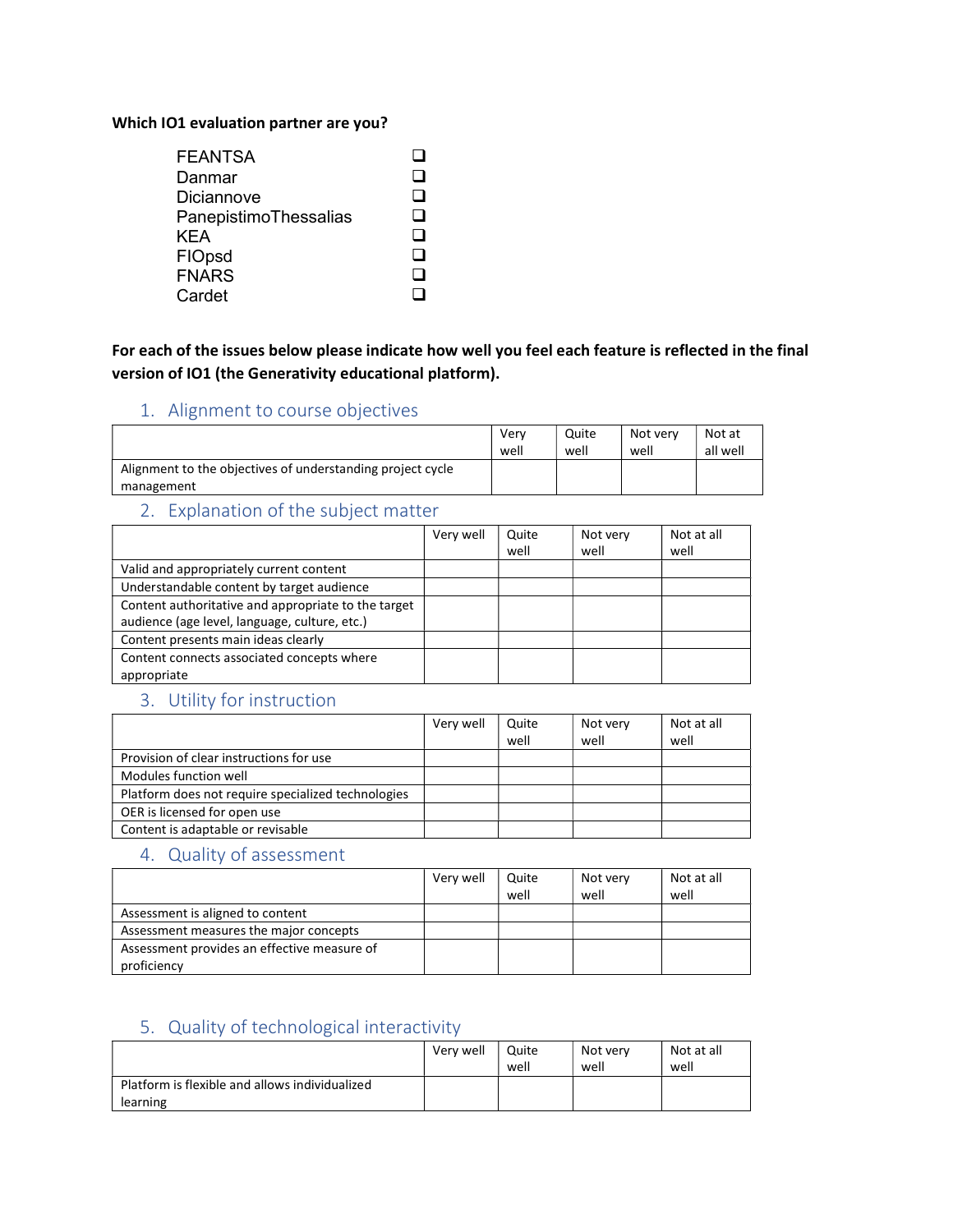**Which IO1 evaluation partner are you?**

- FEANTSA ❑
- Danmar ❑
- Diciannove ❑
- PanepistimoThessalias ❑
- KEA ❑
- FIOpsd ❑
- FNARS ❑
- Cardet ❑

**For each of the issues below please indicate how well you feel each feature is reflected in the final version of IO1 (the Generativity educational platform).**

## 1. Alignment to course objectives

| | Very well | Quite well | Not very well | Not at all well |
|---|---|---|---|---|
| Alignment to the objectives of understanding project cycle management | | | | |

## 2. Explanation of the subject matter

| | Very well | Quite well | Not very well | Not at all well |
|---|---|---|---|---|
| Valid and appropriately current content | | | | |
| Understandable content by target audience | | | | |
| Content authoritative and appropriate to the target audience (age level, language, culture, etc.) | | | | |
| Content presents main ideas clearly | | | | |
| Content connects associated concepts where appropriate | | | | |

## 3. Utility for instruction

| | Very well | Quite well | Not very well | Not at all well |
|---|---|---|---|---|
| Provision of clear instructions for use | | | | |
| Modules function well | | | | |
| Platform does not require specialized technologies | | | | |
| OER is licensed for open use | | | | |
| Content is adaptable or revisable | | | | |

## 4. Quality of assessment

| | Very well | Quite well | Not very well | Not at all well |
|---|---|---|---|---|
| Assessment is aligned to content | | | | |
| Assessment measures the major concepts | | | | |
| Assessment provides an effective measure of proficiency | | | | |

## 5. Quality of technological interactivity

| | Very well | Quite well | Not very well | Not at all well |
|---|---|---|---|---|
| Platform is flexible and allows individualized learning | | | | |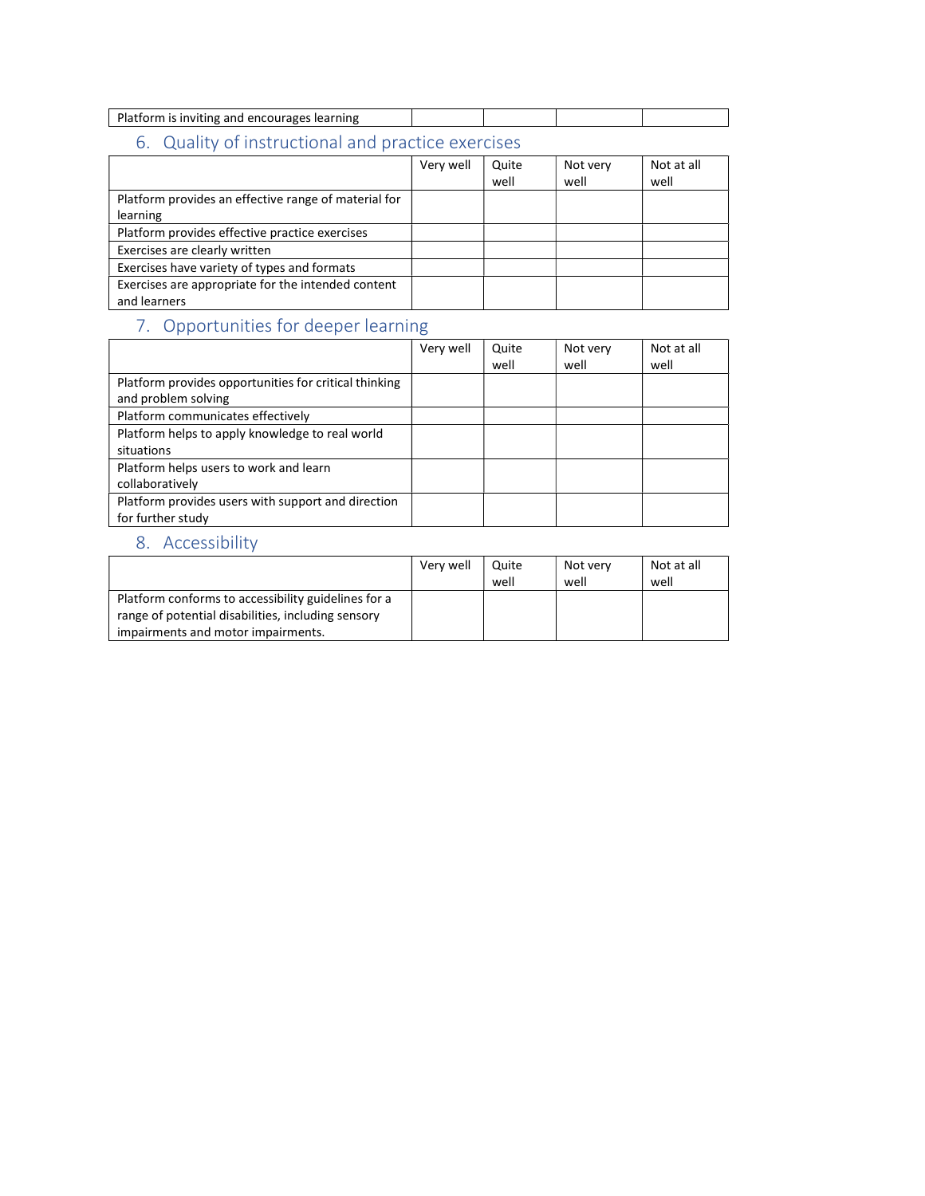| | | | | |
|---|---|---|---|---|
| Platform is inviting and encourages learning | | | | |

## 6. Quality of instructional and practice exercises

| | Very well | Quite well | Not very well | Not at all well |
|---|---|---|---|---|
| Platform provides an effective range of material for learning | | | | |
| Platform provides effective practice exercises | | | | |
| Exercises are clearly written | | | | |
| Exercises have variety of types and formats | | | | |
| Exercises are appropriate for the intended content and learners | | | | |

## 7. Opportunities for deeper learning

| | Very well | Quite well | Not very well | Not at all well |
|---|---|---|---|---|
| Platform provides opportunities for critical thinking and problem solving | | | | |
| Platform communicates effectively | | | | |
| Platform helps to apply knowledge to real world situations | | | | |
| Platform helps users to work and learn collaboratively | | | | |
| Platform provides users with support and direction for further study | | | | |

## 8. Accessibility

| | Very well | Quite well | Not very well | Not at all well |
|---|---|---|---|---|
| Platform conforms to accessibility guidelines for a range of potential disabilities, including sensory impairments and motor impairments. | | | | |